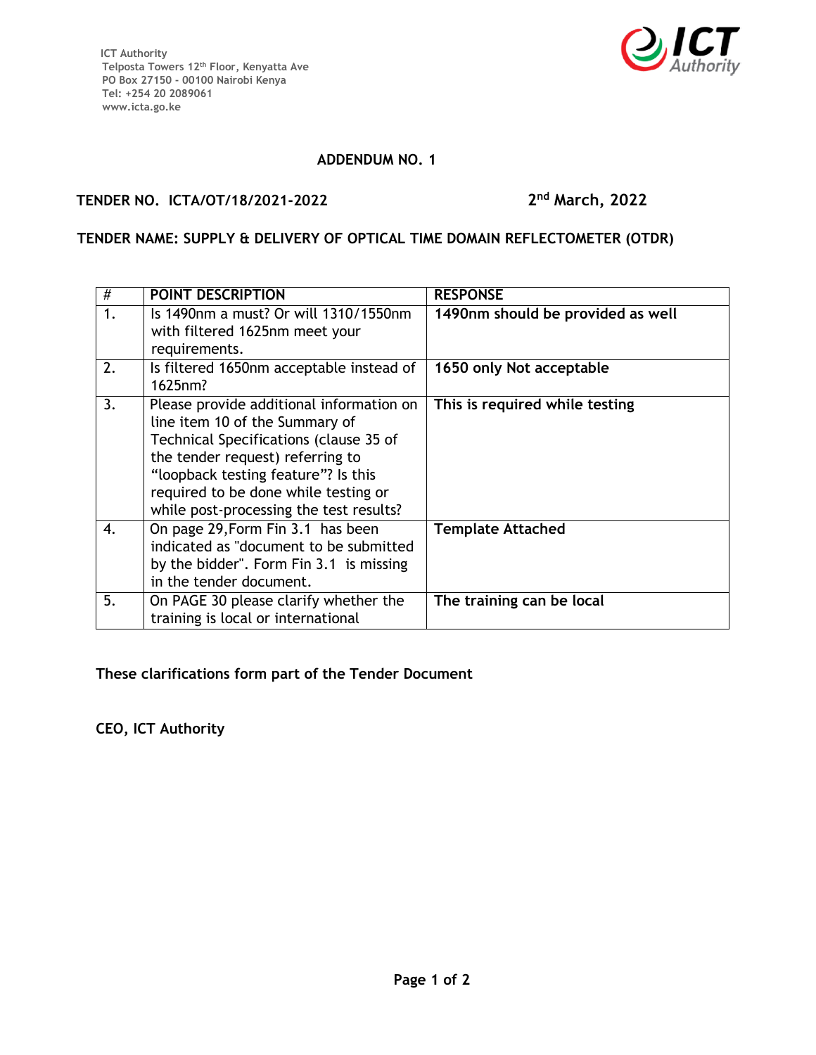ICT Authority
Telposta Towers 12th Floor, Kenyatta Ave
PO Box 27150 - 00100 Nairobi Kenya
Tel: +254 20 2089061
www.icta.go.ke

ICT Authority

**ADDENDUM NO. 1**

**TENDER NO. ICTA/OT/18/2021-2022** **2nd March, 2022**

**TENDER NAME: SUPPLY & DELIVERY OF OPTICAL TIME DOMAIN REFLECTOMETER (OTDR)**

| # | POINT DESCRIPTION | RESPONSE |
|---|---|---|
| 1. | Is 1490nm a must? Or will 1310/1550nm with filtered 1625nm meet your requirements. | **1490nm should be provided as well** |
| 2. | Is filtered 1650nm acceptable instead of 1625nm? | **1650 only Not acceptable** |
| 3. | Please provide additional information on line item 10 of the Summary of Technical Specifications (clause 35 of the tender request) referring to "loopback testing feature"? Is this required to be done while testing or while post-processing the test results? | **This is required while testing** |
| 4. | On page 29,Form Fin 3.1 has been indicated as "document to be submitted by the bidder". Form Fin 3.1 is missing in the tender document. | **Template Attached** |
| 5. | On PAGE 30 please clarify whether the training is local or international | **The training can be local** |

**These clarifications form part of the Tender Document**

**CEO, ICT Authority**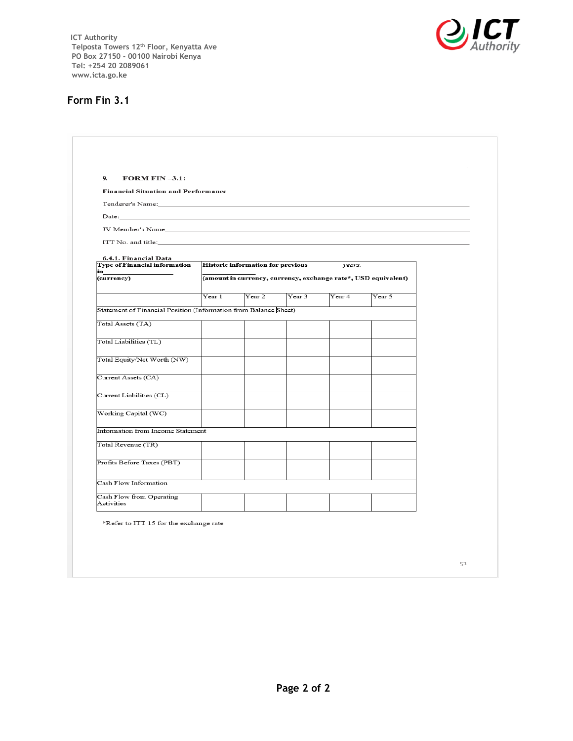ICT Authority
Telposta Towers 12th Floor, Kenyatta Ave
PO Box 27150 - 00100 Nairobi Kenya
Tel: +254 20 2089061
www.icta.go.ke

## Form Fin 3.1

9. **FORM FIN –3.1:**

**Financial Situation and Performance**

Tenderer's Name:\_\_\_\_\_\_\_\_\_\_\_\_\_\_\_\_\_\_\_\_\_\_\_\_\_\_\_\_\_\_\_\_\_\_\_\_\_\_\_\_

Date:\_\_\_\_\_\_\_\_\_\_\_\_\_\_\_\_\_\_\_\_\_\_\_\_\_\_\_\_\_\_\_\_\_\_\_\_\_\_\_\_

JV Member's Name\_\_\_\_\_\_\_\_\_\_\_\_\_\_\_\_\_\_\_\_\_\_\_\_\_\_\_\_\_\_\_\_\_\_\_\_\_\_\_\_

ITT No. and title:\_\_\_\_\_\_\_\_\_\_\_\_\_\_\_\_\_\_\_\_\_\_\_\_\_\_\_\_\_\_\_\_\_\_\_\_\_\_\_\_

**6.4.1. Financial Data**

| **Type of Financial information in\_\_\_\_\_\_\_\_\_\_\_\_\_\_\_\_\_\_ (currency)** | **Historic information for previous \_\_\_\_\_\_\_\_\_\_** *years,* **\_\_\_\_\_\_\_\_\_\_\_\_\_\_ (amount in currency, currency, exchange rate\*, USD equivalent)** | | | | |
|---|---|---|---|---|---|
| | Year 1 | Year 2 | Year 3 | Year 4 | Year 5 |
| Statement of Financial Position (Information from Balance Sheet) | | | | | |
| Total Assets (TA) | | | | | |
| Total Liabilities (TL) | | | | | |
| Total Equity/Net Worth (NW) | | | | | |
| Current Assets (CA) | | | | | |
| Current Liabilities (CL) | | | | | |
| Working Capital (WC) | | | | | |
| Information from Income Statement | | | | | |
| Total Revenue (TR) | | | | | |
| Profits Before Taxes (PBT) | | | | | |
| Cash Flow Information | | | | | |
| Cash Flow from Operating Activities | | | | | |

\*Refer to ITT 15 for the exchange rate